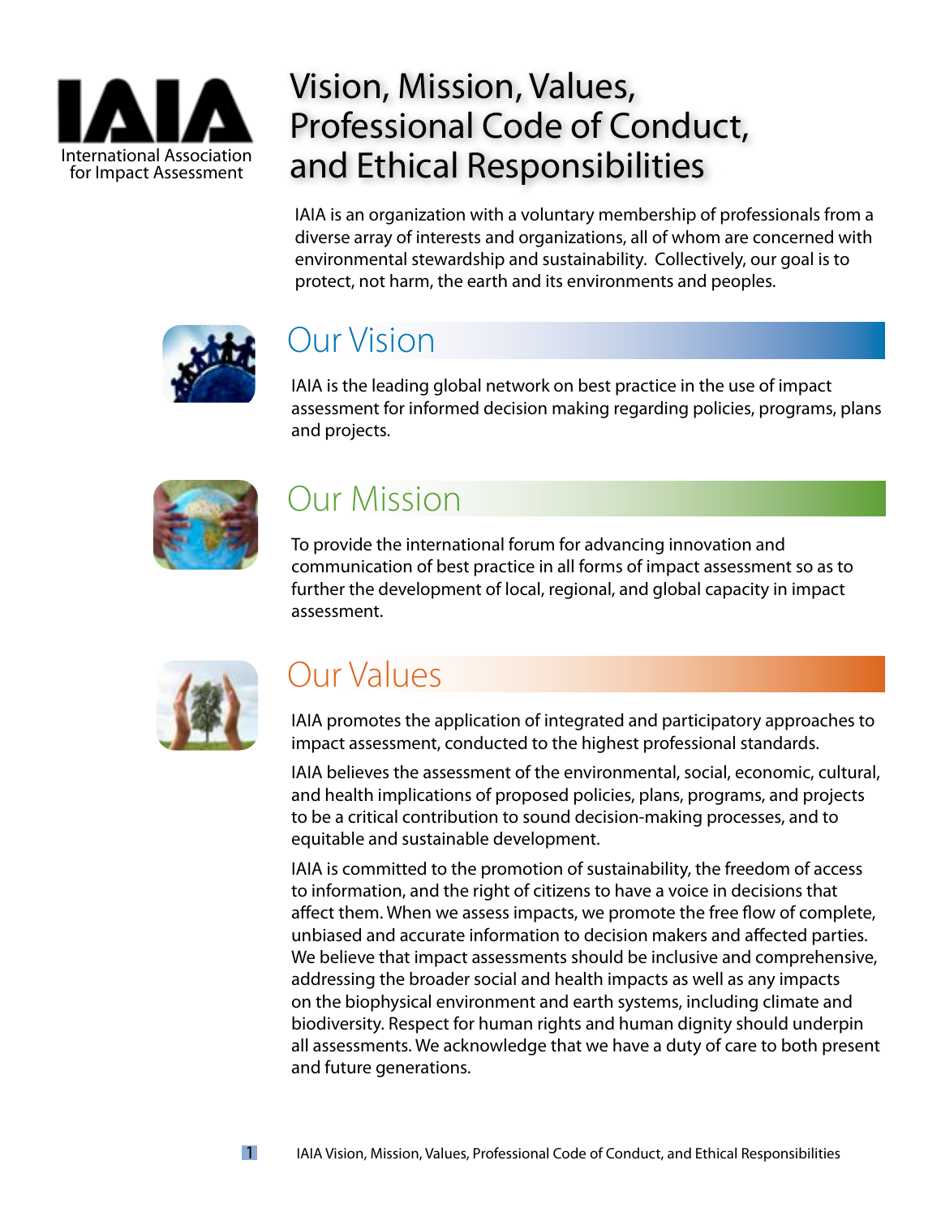IAIA
International Association for Impact Assessment

# Vision, Mission, Values, Professional Code of Conduct, and Ethical Responsibilities

IAIA is an organization with a voluntary membership of professionals from a diverse array of interests and organizations, all of whom are concerned with environmental stewardship and sustainability. Collectively, our goal is to protect, not harm, the earth and its environments and peoples.

## Our Vision

IAIA is the leading global network on best practice in the use of impact assessment for informed decision making regarding policies, programs, plans and projects.

## Our Mission

To provide the international forum for advancing innovation and communication of best practice in all forms of impact assessment so as to further the development of local, regional, and global capacity in impact assessment.

## Our Values

IAIA promotes the application of integrated and participatory approaches to impact assessment, conducted to the highest professional standards.

IAIA believes the assessment of the environmental, social, economic, cultural, and health implications of proposed policies, plans, programs, and projects to be a critical contribution to sound decision-making processes, and to equitable and sustainable development.

IAIA is committed to the promotion of sustainability, the freedom of access to information, and the right of citizens to have a voice in decisions that affect them. When we assess impacts, we promote the free flow of complete, unbiased and accurate information to decision makers and affected parties. We believe that impact assessments should be inclusive and comprehensive, addressing the broader social and health impacts as well as any impacts on the biophysical environment and earth systems, including climate and biodiversity. Respect for human rights and human dignity should underpin all assessments. We acknowledge that we have a duty of care to both present and future generations.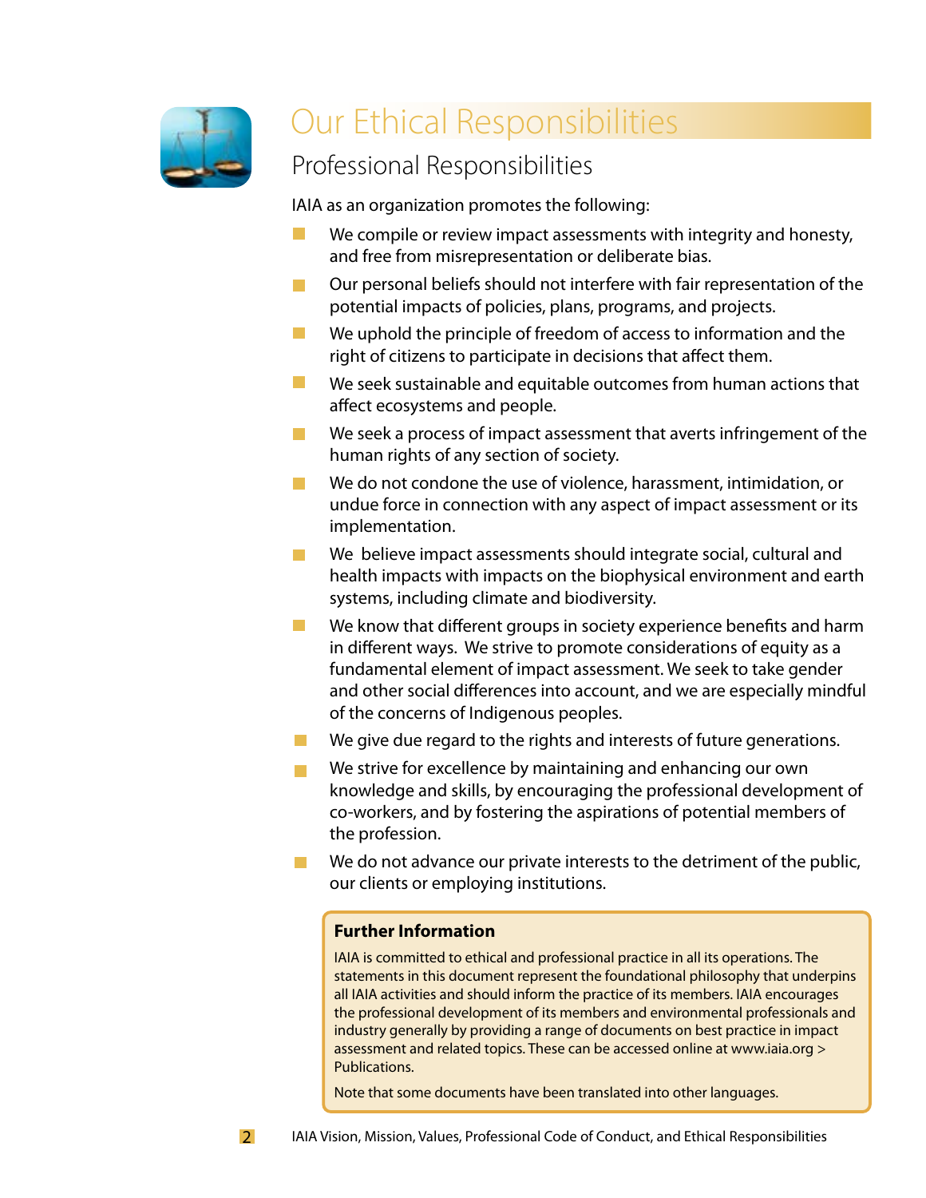# Our Ethical Responsibilities

## Professional Responsibilities

IAIA as an organization promotes the following:

- We compile or review impact assessments with integrity and honesty, and free from misrepresentation or deliberate bias.
- Our personal beliefs should not interfere with fair representation of the potential impacts of policies, plans, programs, and projects.
- We uphold the principle of freedom of access to information and the right of citizens to participate in decisions that affect them.
- We seek sustainable and equitable outcomes from human actions that affect ecosystems and people.
- We seek a process of impact assessment that averts infringement of the human rights of any section of society.
- We do not condone the use of violence, harassment, intimidation, or undue force in connection with any aspect of impact assessment or its implementation.
- We believe impact assessments should integrate social, cultural and health impacts with impacts on the biophysical environment and earth systems, including climate and biodiversity.
- We know that different groups in society experience benefits and harm in different ways. We strive to promote considerations of equity as a fundamental element of impact assessment. We seek to take gender and other social differences into account, and we are especially mindful of the concerns of Indigenous peoples.
- We give due regard to the rights and interests of future generations.
- We strive for excellence by maintaining and enhancing our own knowledge and skills, by encouraging the professional development of co-workers, and by fostering the aspirations of potential members of the profession.
- We do not advance our private interests to the detriment of the public, our clients or employing institutions.

**Further Information**

IAIA is committed to ethical and professional practice in all its operations. The statements in this document represent the foundational philosophy that underpins all IAIA activities and should inform the practice of its members. IAIA encourages the professional development of its members and environmental professionals and industry generally by providing a range of documents on best practice in impact assessment and related topics. These can be accessed online at www.iaia.org > Publications.

Note that some documents have been translated into other languages.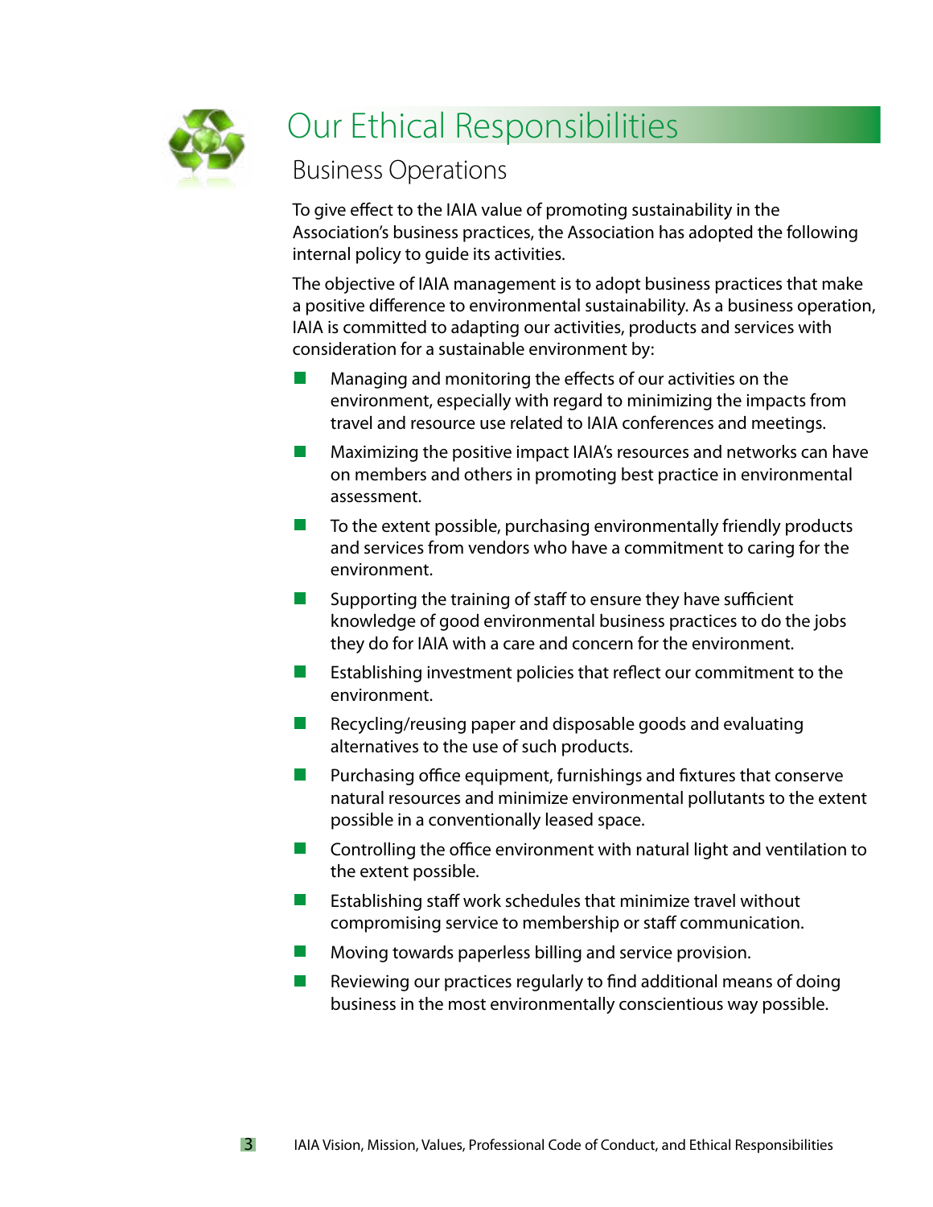# Our Ethical Responsibilities

## Business Operations

To give effect to the IAIA value of promoting sustainability in the Association's business practices, the Association has adopted the following internal policy to guide its activities.

The objective of IAIA management is to adopt business practices that make a positive difference to environmental sustainability. As a business operation, IAIA is committed to adapting our activities, products and services with consideration for a sustainable environment by:

- Managing and monitoring the effects of our activities on the environment, especially with regard to minimizing the impacts from travel and resource use related to IAIA conferences and meetings.
- Maximizing the positive impact IAIA's resources and networks can have on members and others in promoting best practice in environmental assessment.
- To the extent possible, purchasing environmentally friendly products and services from vendors who have a commitment to caring for the environment.
- Supporting the training of staff to ensure they have sufficient knowledge of good environmental business practices to do the jobs they do for IAIA with a care and concern for the environment.
- Establishing investment policies that reflect our commitment to the environment.
- Recycling/reusing paper and disposable goods and evaluating alternatives to the use of such products.
- Purchasing office equipment, furnishings and fixtures that conserve natural resources and minimize environmental pollutants to the extent possible in a conventionally leased space.
- Controlling the office environment with natural light and ventilation to the extent possible.
- Establishing staff work schedules that minimize travel without compromising service to membership or staff communication.
- Moving towards paperless billing and service provision.
- Reviewing our practices regularly to find additional means of doing business in the most environmentally conscientious way possible.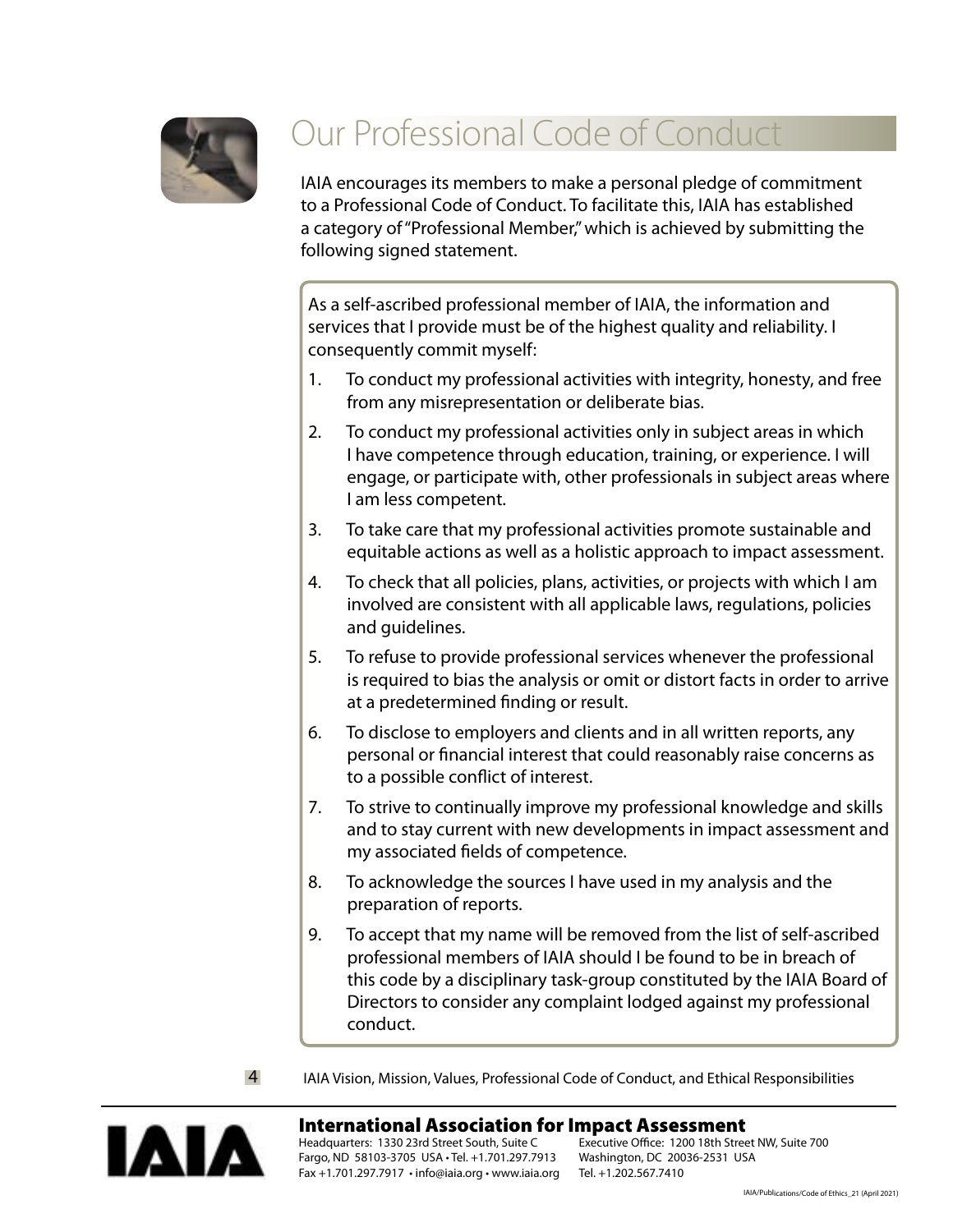# Our Professional Code of Conduct

IAIA encourages its members to make a personal pledge of commitment to a Professional Code of Conduct. To facilitate this, IAIA has established a category of "Professional Member," which is achieved by submitting the following signed statement.

As a self-ascribed professional member of IAIA, the information and services that I provide must be of the highest quality and reliability. I consequently commit myself:

1. To conduct my professional activities with integrity, honesty, and free from any misrepresentation or deliberate bias.
2. To conduct my professional activities only in subject areas in which I have competence through education, training, or experience. I will engage, or participate with, other professionals in subject areas where I am less competent.
3. To take care that my professional activities promote sustainable and equitable actions as well as a holistic approach to impact assessment.
4. To check that all policies, plans, activities, or projects with which I am involved are consistent with all applicable laws, regulations, policies and guidelines.
5. To refuse to provide professional services whenever the professional is required to bias the analysis or omit or distort facts in order to arrive at a predetermined finding or result.
6. To disclose to employers and clients and in all written reports, any personal or financial interest that could reasonably raise concerns as to a possible conflict of interest.
7. To strive to continually improve my professional knowledge and skills and to stay current with new developments in impact assessment and my associated fields of competence.
8. To acknowledge the sources I have used in my analysis and the preparation of reports.
9. To accept that my name will be removed from the list of self-ascribed professional members of IAIA should I be found to be in breach of this code by a disciplinary task-group constituted by the IAIA Board of Directors to consider any complaint lodged against my professional conduct.

**International Association for Impact Assessment**

Headquarters: 1330 23rd Street South, Suite C
Fargo, ND 58103-3705 USA • Tel. +1.701.297.7913
Fax +1.701.297.7917 • info@iaia.org • www.iaia.org

Executive Office: 1200 18th Street NW, Suite 700
Washington, DC 20036-2531 USA
Tel. +1.202.567.7410

IAIA/Publications/Code of Ethics_21 (April 2021)